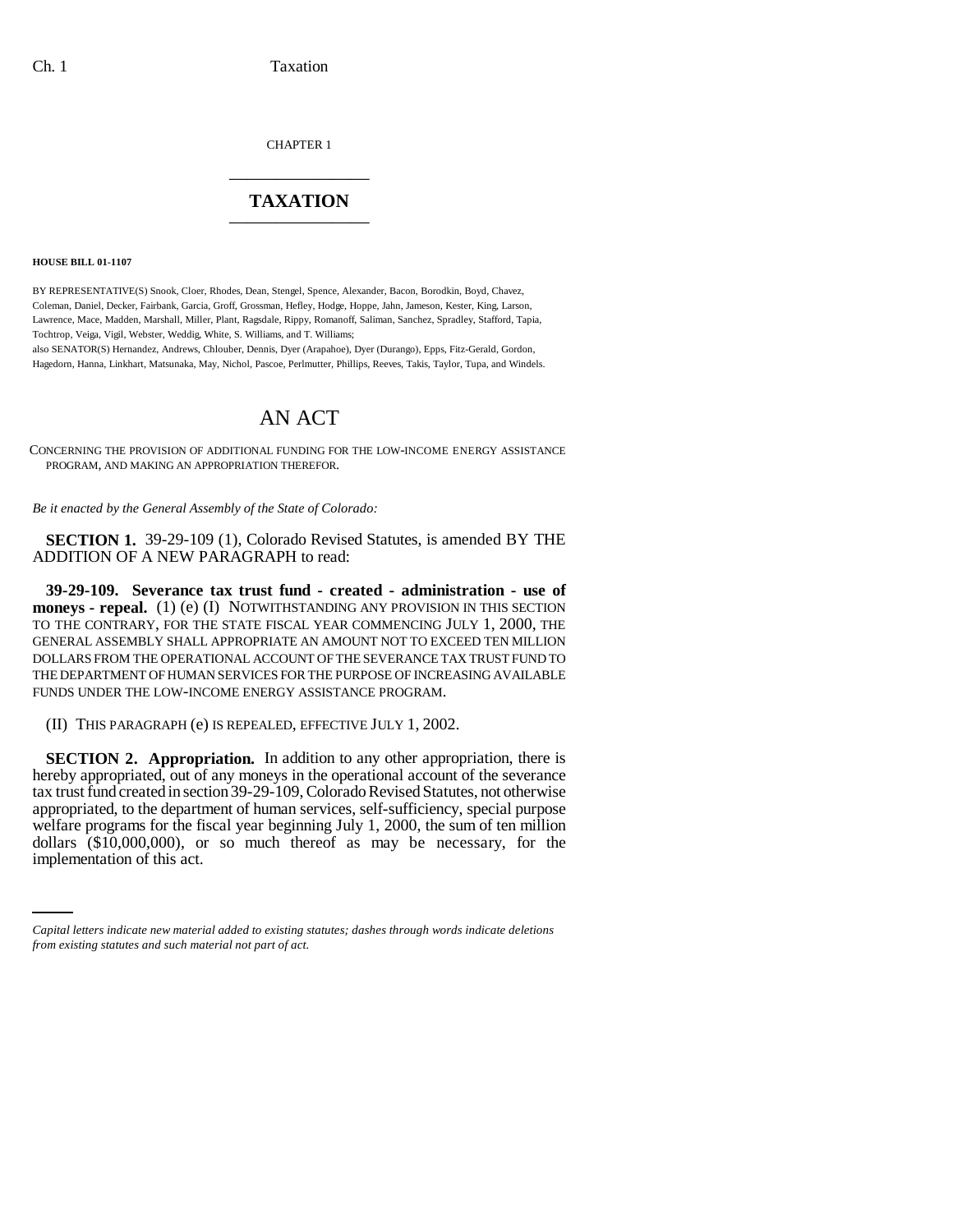CHAPTER 1

# TAXATION

**HOUSE BILL 01-1107**

BY REPRESENTATIVE(S) Snook, Cloer, Rhodes, Dean, Stengel, Spence, Alexander, Bacon, Borodkin, Boyd, Chavez, Coleman, Daniel, Decker, Fairbank, Garcia, Groff, Grossman, Hefley, Hodge, Hoppe, Jahn, Jameson, Kester, King, Larson, Lawrence, Mace, Madden, Marshall, Miller, Plant, Ragsdale, Rippy, Romanoff, Saliman, Sanchez, Spradley, Stafford, Tapia, Tochtrop, Veiga, Vigil, Webster, Weddig, White, S. Williams, and T. Williams;
also SENATOR(S) Hernandez, Andrews, Chlouber, Dennis, Dyer (Arapahoe), Dyer (Durango), Epps, Fitz-Gerald, Gordon, Hagedorn, Hanna, Linkhart, Matsunaka, May, Nichol, Pascoe, Perlmutter, Phillips, Reeves, Takis, Taylor, Tupa, and Windels.

## AN ACT

CONCERNING THE PROVISION OF ADDITIONAL FUNDING FOR THE LOW-INCOME ENERGY ASSISTANCE PROGRAM, AND MAKING AN APPROPRIATION THEREFOR.

*Be it enacted by the General Assembly of the State of Colorado:*

**SECTION 1.** 39-29-109 (1), Colorado Revised Statutes, is amended BY THE ADDITION OF A NEW PARAGRAPH to read:

**39-29-109. Severance tax trust fund - created - administration - use of moneys - repeal.** (1) (e) (I) NOTWITHSTANDING ANY PROVISION IN THIS SECTION TO THE CONTRARY, FOR THE STATE FISCAL YEAR COMMENCING JULY 1, 2000, THE GENERAL ASSEMBLY SHALL APPROPRIATE AN AMOUNT NOT TO EXCEED TEN MILLION DOLLARS FROM THE OPERATIONAL ACCOUNT OF THE SEVERANCE TAX TRUST FUND TO THE DEPARTMENT OF HUMAN SERVICES FOR THE PURPOSE OF INCREASING AVAILABLE FUNDS UNDER THE LOW-INCOME ENERGY ASSISTANCE PROGRAM.

(II) THIS PARAGRAPH (e) IS REPEALED, EFFECTIVE JULY 1, 2002.

**SECTION 2. Appropriation.** In addition to any other appropriation, there is hereby appropriated, out of any moneys in the operational account of the severance tax trust fund created in section 39-29-109, Colorado Revised Statutes, not otherwise appropriated, to the department of human services, self-sufficiency, special purpose welfare programs for the fiscal year beginning July 1, 2000, the sum of ten million dollars ($10,000,000), or so much thereof as may be necessary, for the implementation of this act.

*Capital letters indicate new material added to existing statutes; dashes through words indicate deletions from existing statutes and such material not part of act.*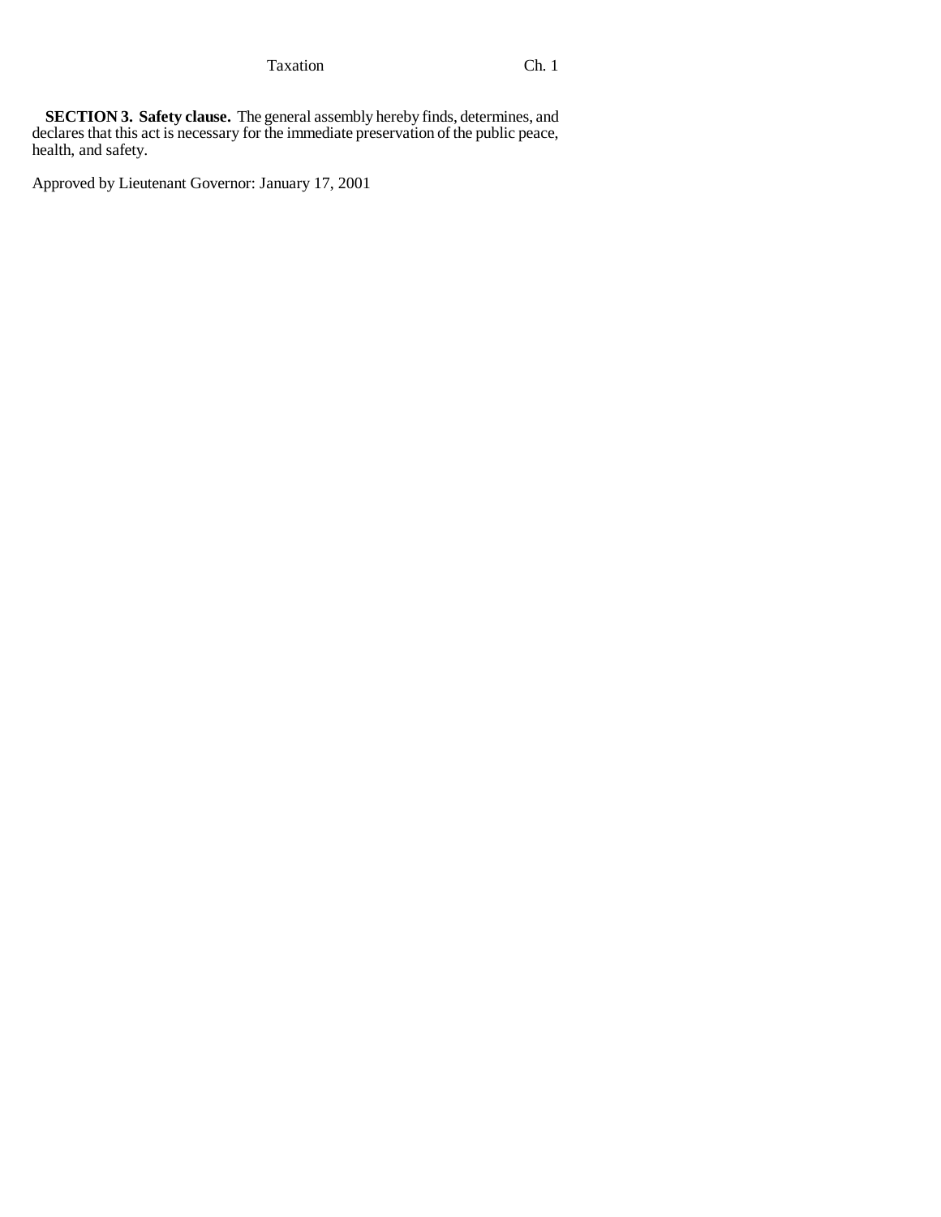**SECTION 3. Safety clause.** The general assembly hereby finds, determines, and declares that this act is necessary for the immediate preservation of the public peace, health, and safety.

Approved by Lieutenant Governor: January 17, 2001